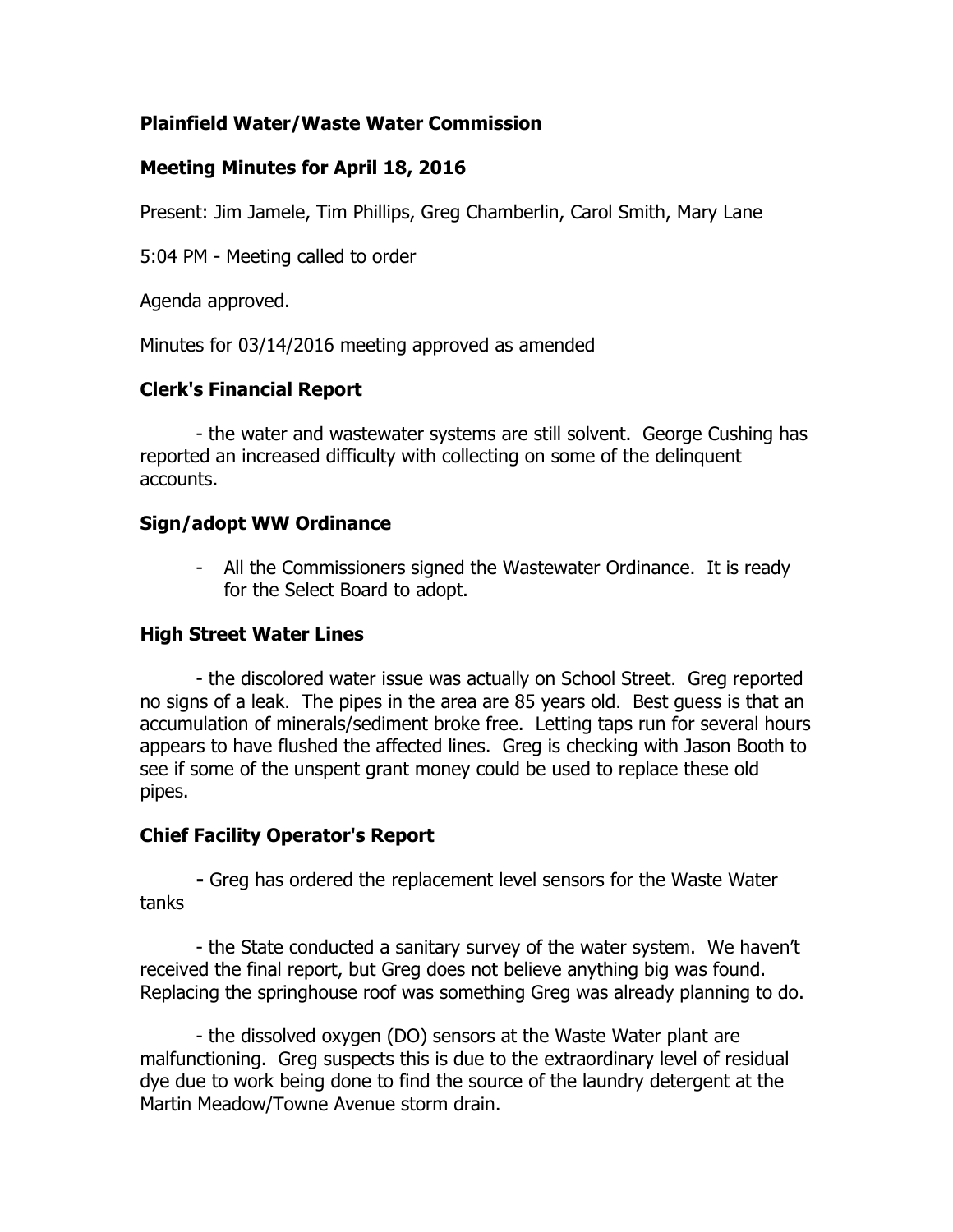**Plainfield Water/Waste Water Commission**

**Meeting Minutes for April 18, 2016**

Present: Jim Jamele, Tim Phillips, Greg Chamberlin, Carol Smith, Mary Lane

5:04 PM - Meeting called to order

Agenda approved.

Minutes for 03/14/2016 meeting approved as amended

**Clerk's Financial Report**

- the water and wastewater systems are still solvent. George Cushing has reported an increased difficulty with collecting on some of the delinquent accounts.

**Sign/adopt WW Ordinance**

- All the Commissioners signed the Wastewater Ordinance. It is ready for the Select Board to adopt.

**High Street Water Lines**

- the discolored water issue was actually on School Street. Greg reported no signs of a leak. The pipes in the area are 85 years old. Best guess is that an accumulation of minerals/sediment broke free. Letting taps run for several hours appears to have flushed the affected lines. Greg is checking with Jason Booth to see if some of the unspent grant money could be used to replace these old pipes.

**Chief Facility Operator's Report**

- Greg has ordered the replacement level sensors for the Waste Water tanks

- the State conducted a sanitary survey of the water system. We haven't received the final report, but Greg does not believe anything big was found. Replacing the springhouse roof was something Greg was already planning to do.

- the dissolved oxygen (DO) sensors at the Waste Water plant are malfunctioning. Greg suspects this is due to the extraordinary level of residual dye due to work being done to find the source of the laundry detergent at the Martin Meadow/Towne Avenue storm drain.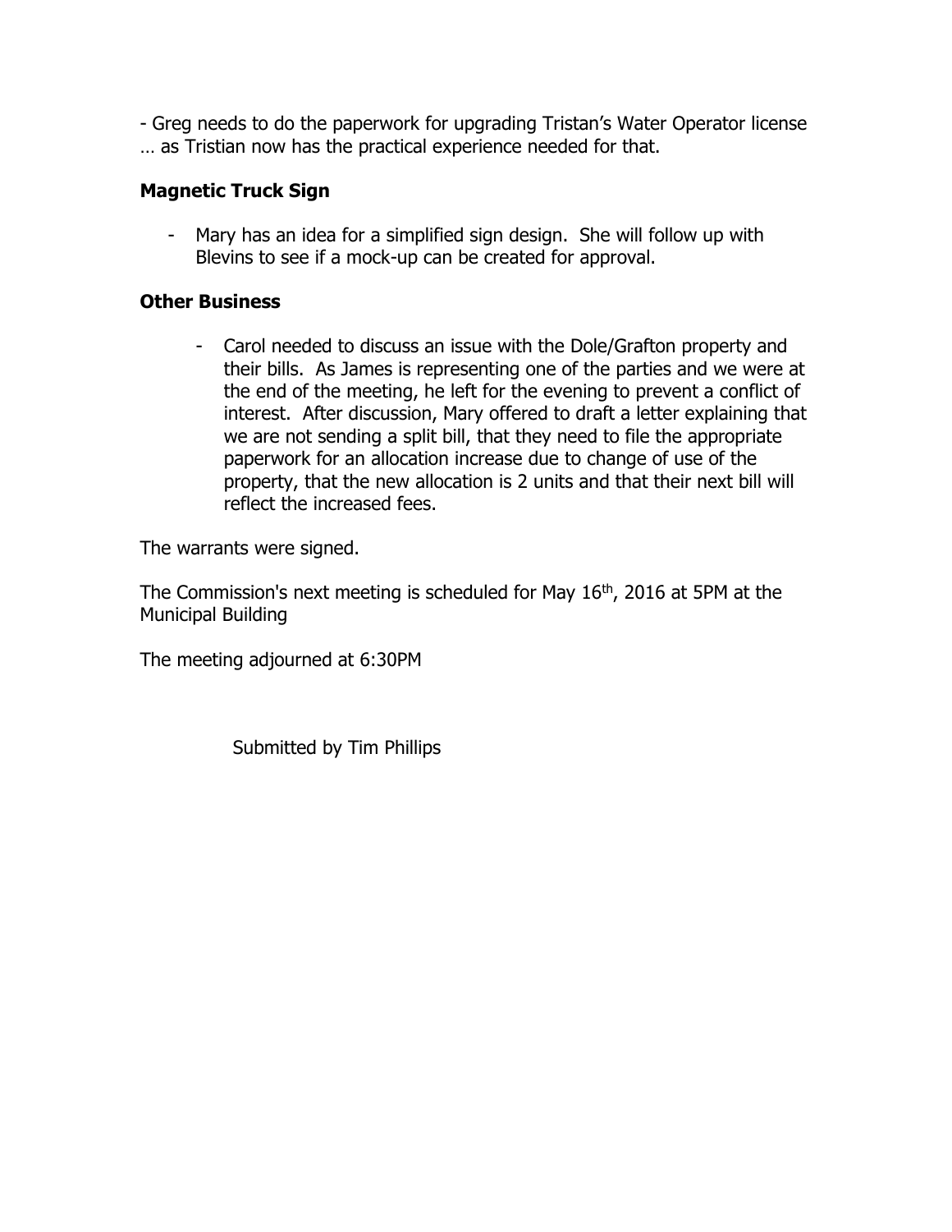- Greg needs to do the paperwork for upgrading Tristan's Water Operator license … as Tristian now has the practical experience needed for that.

**Magnetic Truck Sign**

- Mary has an idea for a simplified sign design. She will follow up with Blevins to see if a mock-up can be created for approval.

**Other Business**

- Carol needed to discuss an issue with the Dole/Grafton property and their bills. As James is representing one of the parties and we were at the end of the meeting, he left for the evening to prevent a conflict of interest. After discussion, Mary offered to draft a letter explaining that we are not sending a split bill, that they need to file the appropriate paperwork for an allocation increase due to change of use of the property, that the new allocation is 2 units and that their next bill will reflect the increased fees.

The warrants were signed.

The Commission's next meeting is scheduled for May 16th, 2016 at 5PM at the Municipal Building

The meeting adjourned at 6:30PM

Submitted by Tim Phillips